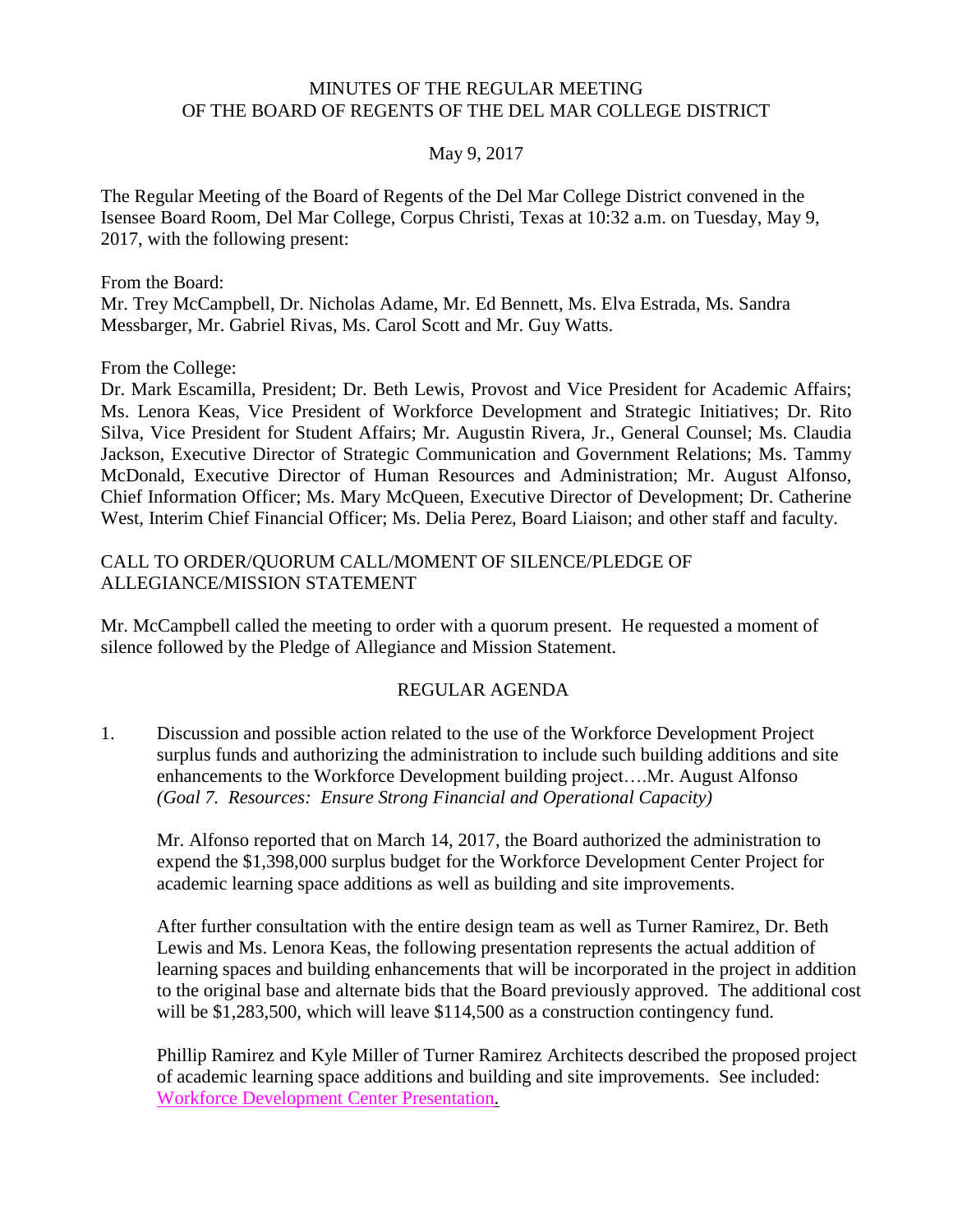# MINUTES OF THE REGULAR MEETING OF THE BOARD OF REGENTS OF THE DEL MAR COLLEGE DISTRICT

May 9, 2017

The Regular Meeting of the Board of Regents of the Del Mar College District convened in the Isensee Board Room, Del Mar College, Corpus Christi, Texas at 10:32 a.m. on Tuesday, May 9, 2017, with the following present:

From the Board:
Mr. Trey McCampbell, Dr. Nicholas Adame, Mr. Ed Bennett, Ms. Elva Estrada, Ms. Sandra Messbarger, Mr. Gabriel Rivas, Ms. Carol Scott and Mr. Guy Watts.

From the College:
Dr. Mark Escamilla, President; Dr. Beth Lewis, Provost and Vice President for Academic Affairs; Ms. Lenora Keas, Vice President of Workforce Development and Strategic Initiatives; Dr. Rito Silva, Vice President for Student Affairs; Mr. Augustin Rivera, Jr., General Counsel; Ms. Claudia Jackson, Executive Director of Strategic Communication and Government Relations; Ms. Tammy McDonald, Executive Director of Human Resources and Administration; Mr. August Alfonso, Chief Information Officer; Ms. Mary McQueen, Executive Director of Development; Dr. Catherine West, Interim Chief Financial Officer; Ms. Delia Perez, Board Liaison; and other staff and faculty.

## CALL TO ORDER/QUORUM CALL/MOMENT OF SILENCE/PLEDGE OF ALLEGIANCE/MISSION STATEMENT

Mr. McCampbell called the meeting to order with a quorum present. He requested a moment of silence followed by the Pledge of Allegiance and Mission Statement.

## REGULAR AGENDA

1. Discussion and possible action related to the use of the Workforce Development Project surplus funds and authorizing the administration to include such building additions and site enhancements to the Workforce Development building project….Mr. August Alfonso *(Goal 7. Resources: Ensure Strong Financial and Operational Capacity)*

   Mr. Alfonso reported that on March 14, 2017, the Board authorized the administration to expend the $1,398,000 surplus budget for the Workforce Development Center Project for academic learning space additions as well as building and site improvements.

   After further consultation with the entire design team as well as Turner Ramirez, Dr. Beth Lewis and Ms. Lenora Keas, the following presentation represents the actual addition of learning spaces and building enhancements that will be incorporated in the project in addition to the original base and alternate bids that the Board previously approved. The additional cost will be $1,283,500, which will leave $114,500 as a construction contingency fund.

   Phillip Ramirez and Kyle Miller of Turner Ramirez Architects described the proposed project of academic learning space additions and building and site improvements. See included: Workforce Development Center Presentation.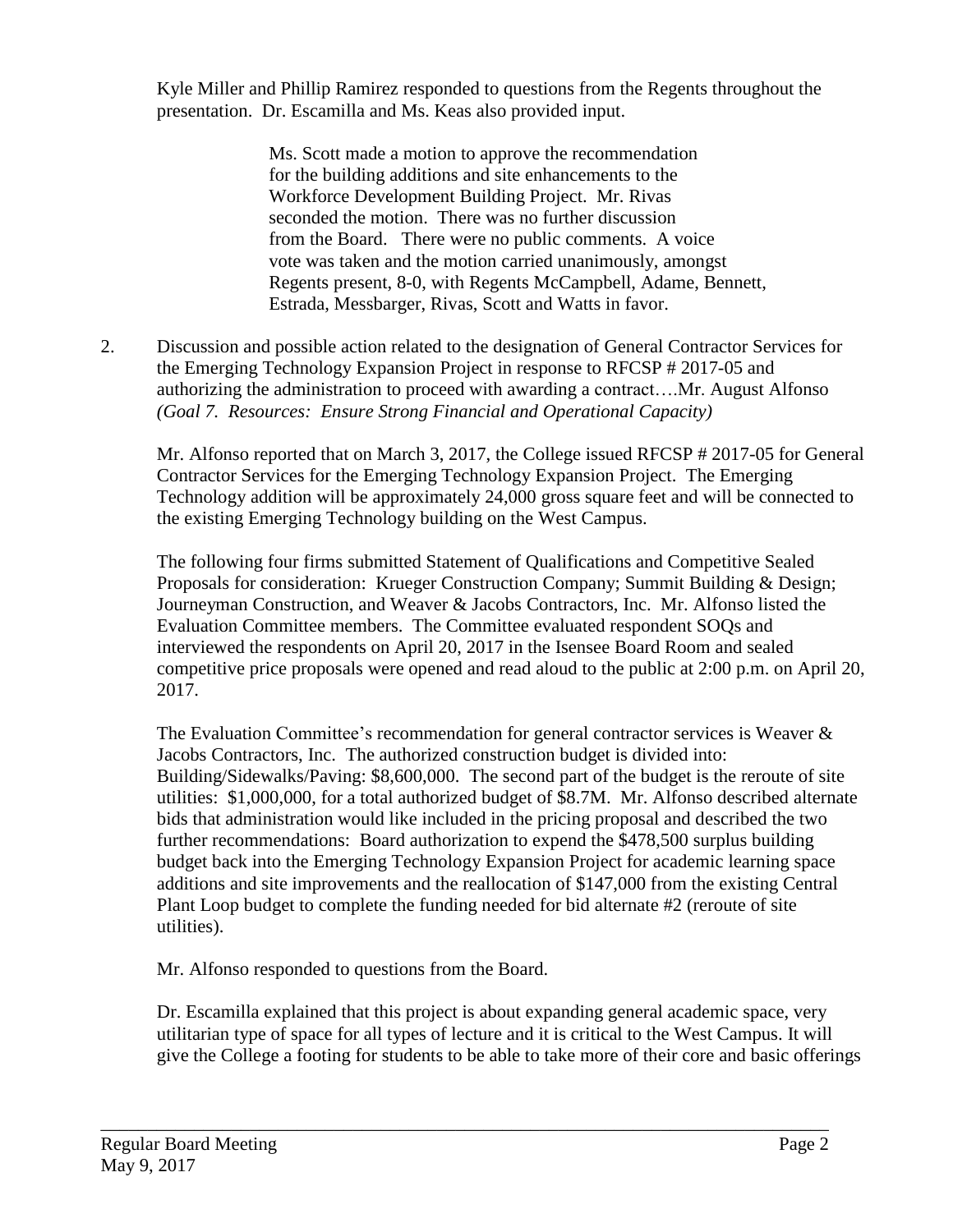Kyle Miller and Phillip Ramirez responded to questions from the Regents throughout the presentation. Dr. Escamilla and Ms. Keas also provided input.

> Ms. Scott made a motion to approve the recommendation for the building additions and site enhancements to the Workforce Development Building Project. Mr. Rivas seconded the motion. There was no further discussion from the Board. There were no public comments. A voice vote was taken and the motion carried unanimously, amongst Regents present, 8-0, with Regents McCampbell, Adame, Bennett, Estrada, Messbarger, Rivas, Scott and Watts in favor.

2. Discussion and possible action related to the designation of General Contractor Services for the Emerging Technology Expansion Project in response to RFCSP # 2017-05 and authorizing the administration to proceed with awarding a contract….Mr. August Alfonso *(Goal 7. Resources: Ensure Strong Financial and Operational Capacity)*

   Mr. Alfonso reported that on March 3, 2017, the College issued RFCSP # 2017-05 for General Contractor Services for the Emerging Technology Expansion Project. The Emerging Technology addition will be approximately 24,000 gross square feet and will be connected to the existing Emerging Technology building on the West Campus.

   The following four firms submitted Statement of Qualifications and Competitive Sealed Proposals for consideration: Krueger Construction Company; Summit Building & Design; Journeyman Construction, and Weaver & Jacobs Contractors, Inc. Mr. Alfonso listed the Evaluation Committee members. The Committee evaluated respondent SOQs and interviewed the respondents on April 20, 2017 in the Isensee Board Room and sealed competitive price proposals were opened and read aloud to the public at 2:00 p.m. on April 20, 2017.

   The Evaluation Committee's recommendation for general contractor services is Weaver & Jacobs Contractors, Inc. The authorized construction budget is divided into: Building/Sidewalks/Paving: $8,600,000. The second part of the budget is the reroute of site utilities: $1,000,000, for a total authorized budget of $8.7M. Mr. Alfonso described alternate bids that administration would like included in the pricing proposal and described the two further recommendations: Board authorization to expend the $478,500 surplus building budget back into the Emerging Technology Expansion Project for academic learning space additions and site improvements and the reallocation of $147,000 from the existing Central Plant Loop budget to complete the funding needed for bid alternate #2 (reroute of site utilities).

   Mr. Alfonso responded to questions from the Board.

   Dr. Escamilla explained that this project is about expanding general academic space, very utilitarian type of space for all types of lecture and it is critical to the West Campus. It will give the College a footing for students to be able to take more of their core and basic offerings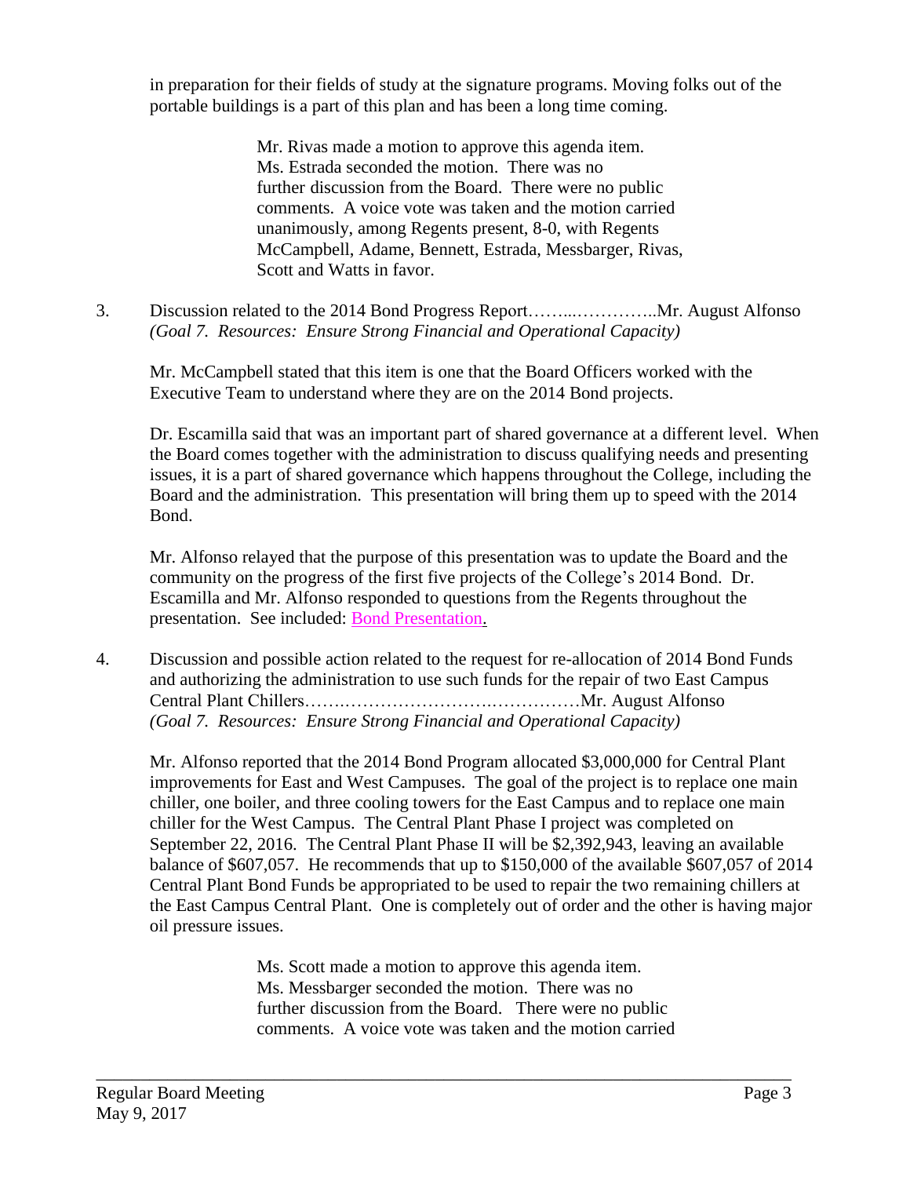in preparation for their fields of study at the signature programs. Moving folks out of the portable buildings is a part of this plan and has been a long time coming.

> Mr. Rivas made a motion to approve this agenda item. Ms. Estrada seconded the motion. There was no further discussion from the Board. There were no public comments. A voice vote was taken and the motion carried unanimously, among Regents present, 8-0, with Regents McCampbell, Adame, Bennett, Estrada, Messbarger, Rivas, Scott and Watts in favor.

3. Discussion related to the 2014 Bond Progress Report……..…………..Mr. August Alfonso
   *(Goal 7. Resources: Ensure Strong Financial and Operational Capacity)*

   Mr. McCampbell stated that this item is one that the Board Officers worked with the Executive Team to understand where they are on the 2014 Bond projects.

   Dr. Escamilla said that was an important part of shared governance at a different level. When the Board comes together with the administration to discuss qualifying needs and presenting issues, it is a part of shared governance which happens throughout the College, including the Board and the administration. This presentation will bring them up to speed with the 2014 Bond.

   Mr. Alfonso relayed that the purpose of this presentation was to update the Board and the community on the progress of the first five projects of the College's 2014 Bond. Dr. Escamilla and Mr. Alfonso responded to questions from the Regents throughout the presentation. See included: Bond Presentation.

4. Discussion and possible action related to the request for re-allocation of 2014 Bond Funds and authorizing the administration to use such funds for the repair of two East Campus Central Plant Chillers…….……………………….……………Mr. August Alfonso
   *(Goal 7. Resources: Ensure Strong Financial and Operational Capacity)*

   Mr. Alfonso reported that the 2014 Bond Program allocated $3,000,000 for Central Plant improvements for East and West Campuses. The goal of the project is to replace one main chiller, one boiler, and three cooling towers for the East Campus and to replace one main chiller for the West Campus. The Central Plant Phase I project was completed on September 22, 2016. The Central Plant Phase II will be $2,392,943, leaving an available balance of $607,057. He recommends that up to $150,000 of the available $607,057 of 2014 Central Plant Bond Funds be appropriated to be used to repair the two remaining chillers at the East Campus Central Plant. One is completely out of order and the other is having major oil pressure issues.

> Ms. Scott made a motion to approve this agenda item. Ms. Messbarger seconded the motion. There was no further discussion from the Board. There were no public comments. A voice vote was taken and the motion carried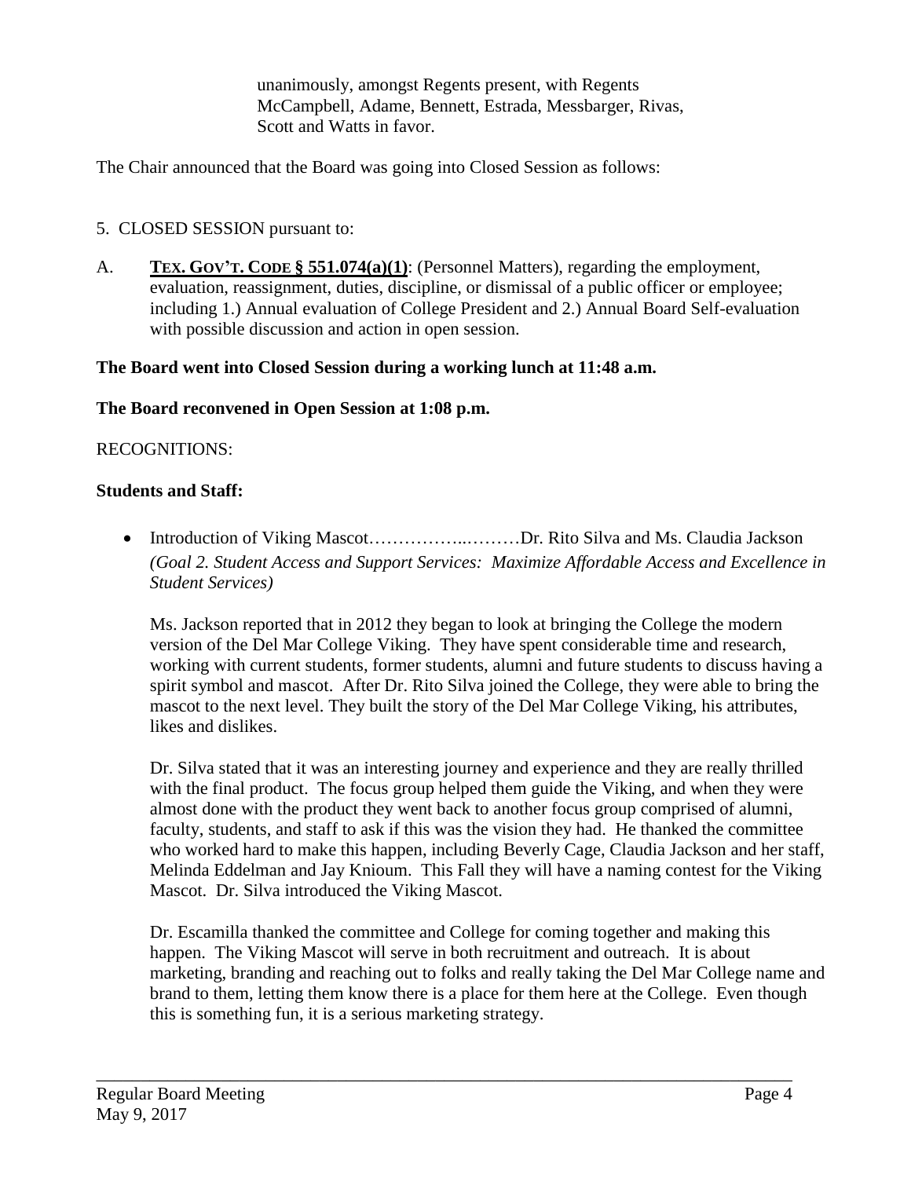unanimously, amongst Regents present, with Regents McCampbell, Adame, Bennett, Estrada, Messbarger, Rivas, Scott and Watts in favor.

The Chair announced that the Board was going into Closed Session as follows:

5. CLOSED SESSION pursuant to:

A. **TEX. GOV'T. CODE § 551.074(a)(1)**: (Personnel Matters), regarding the employment, evaluation, reassignment, duties, discipline, or dismissal of a public officer or employee; including 1.) Annual evaluation of College President and 2.) Annual Board Self-evaluation with possible discussion and action in open session.

**The Board went into Closed Session during a working lunch at 11:48 a.m.**

**The Board reconvened in Open Session at 1:08 p.m.**

RECOGNITIONS:

**Students and Staff:**

- Introduction of Viking Mascot……………..………Dr. Rito Silva and Ms. Claudia Jackson *(Goal 2. Student Access and Support Services: Maximize Affordable Access and Excellence in Student Services)*

  Ms. Jackson reported that in 2012 they began to look at bringing the College the modern version of the Del Mar College Viking. They have spent considerable time and research, working with current students, former students, alumni and future students to discuss having a spirit symbol and mascot. After Dr. Rito Silva joined the College, they were able to bring the mascot to the next level. They built the story of the Del Mar College Viking, his attributes, likes and dislikes.

  Dr. Silva stated that it was an interesting journey and experience and they are really thrilled with the final product. The focus group helped them guide the Viking, and when they were almost done with the product they went back to another focus group comprised of alumni, faculty, students, and staff to ask if this was the vision they had. He thanked the committee who worked hard to make this happen, including Beverly Cage, Claudia Jackson and her staff, Melinda Eddelman and Jay Knioum. This Fall they will have a naming contest for the Viking Mascot. Dr. Silva introduced the Viking Mascot.

  Dr. Escamilla thanked the committee and College for coming together and making this happen. The Viking Mascot will serve in both recruitment and outreach. It is about marketing, branding and reaching out to folks and really taking the Del Mar College name and brand to them, letting them know there is a place for them here at the College. Even though this is something fun, it is a serious marketing strategy.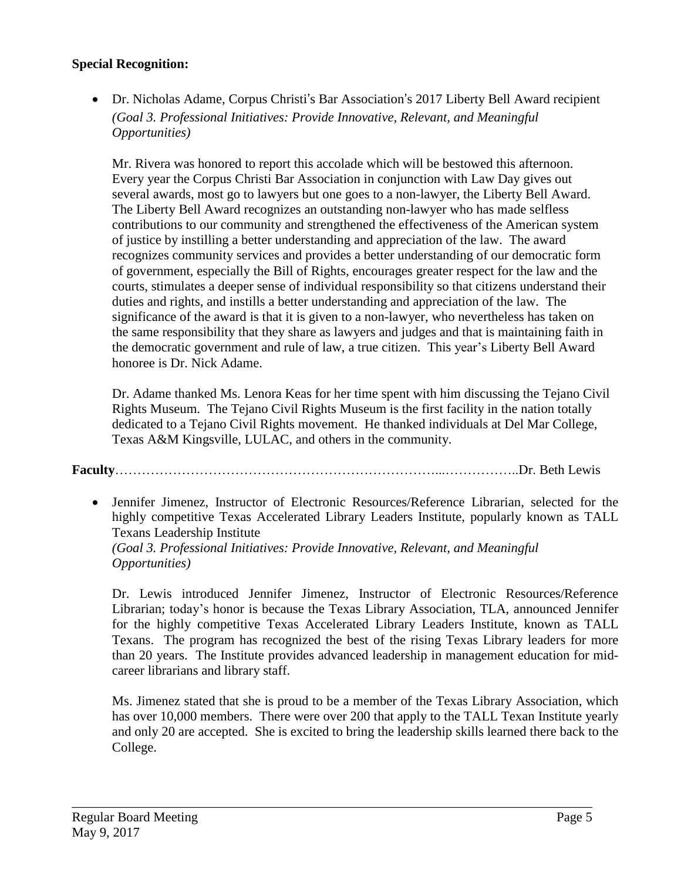**Special Recognition:**

- Dr. Nicholas Adame, Corpus Christi's Bar Association's 2017 Liberty Bell Award recipient
  *(Goal 3. Professional Initiatives: Provide Innovative, Relevant, and Meaningful Opportunities)*

  Mr. Rivera was honored to report this accolade which will be bestowed this afternoon. Every year the Corpus Christi Bar Association in conjunction with Law Day gives out several awards, most go to lawyers but one goes to a non-lawyer, the Liberty Bell Award. The Liberty Bell Award recognizes an outstanding non-lawyer who has made selfless contributions to our community and strengthened the effectiveness of the American system of justice by instilling a better understanding and appreciation of the law. The award recognizes community services and provides a better understanding of our democratic form of government, especially the Bill of Rights, encourages greater respect for the law and the courts, stimulates a deeper sense of individual responsibility so that citizens understand their duties and rights, and instills a better understanding and appreciation of the law. The significance of the award is that it is given to a non-lawyer, who nevertheless has taken on the same responsibility that they share as lawyers and judges and that is maintaining faith in the democratic government and rule of law, a true citizen. This year's Liberty Bell Award honoree is Dr. Nick Adame.

  Dr. Adame thanked Ms. Lenora Keas for her time spent with him discussing the Tejano Civil Rights Museum. The Tejano Civil Rights Museum is the first facility in the nation totally dedicated to a Tejano Civil Rights movement. He thanked individuals at Del Mar College, Texas A&M Kingsville, LULAC, and others in the community.

**Faculty**…………………………………………………………………...……………..Dr. Beth Lewis

- Jennifer Jimenez, Instructor of Electronic Resources/Reference Librarian, selected for the highly competitive Texas Accelerated Library Leaders Institute, popularly known as TALL Texans Leadership Institute
  *(Goal 3. Professional Initiatives: Provide Innovative, Relevant, and Meaningful Opportunities)*

  Dr. Lewis introduced Jennifer Jimenez, Instructor of Electronic Resources/Reference Librarian; today's honor is because the Texas Library Association, TLA, announced Jennifer for the highly competitive Texas Accelerated Library Leaders Institute, known as TALL Texans. The program has recognized the best of the rising Texas Library leaders for more than 20 years. The Institute provides advanced leadership in management education for mid-career librarians and library staff.

  Ms. Jimenez stated that she is proud to be a member of the Texas Library Association, which has over 10,000 members. There were over 200 that apply to the TALL Texan Institute yearly and only 20 are accepted. She is excited to bring the leadership skills learned there back to the College.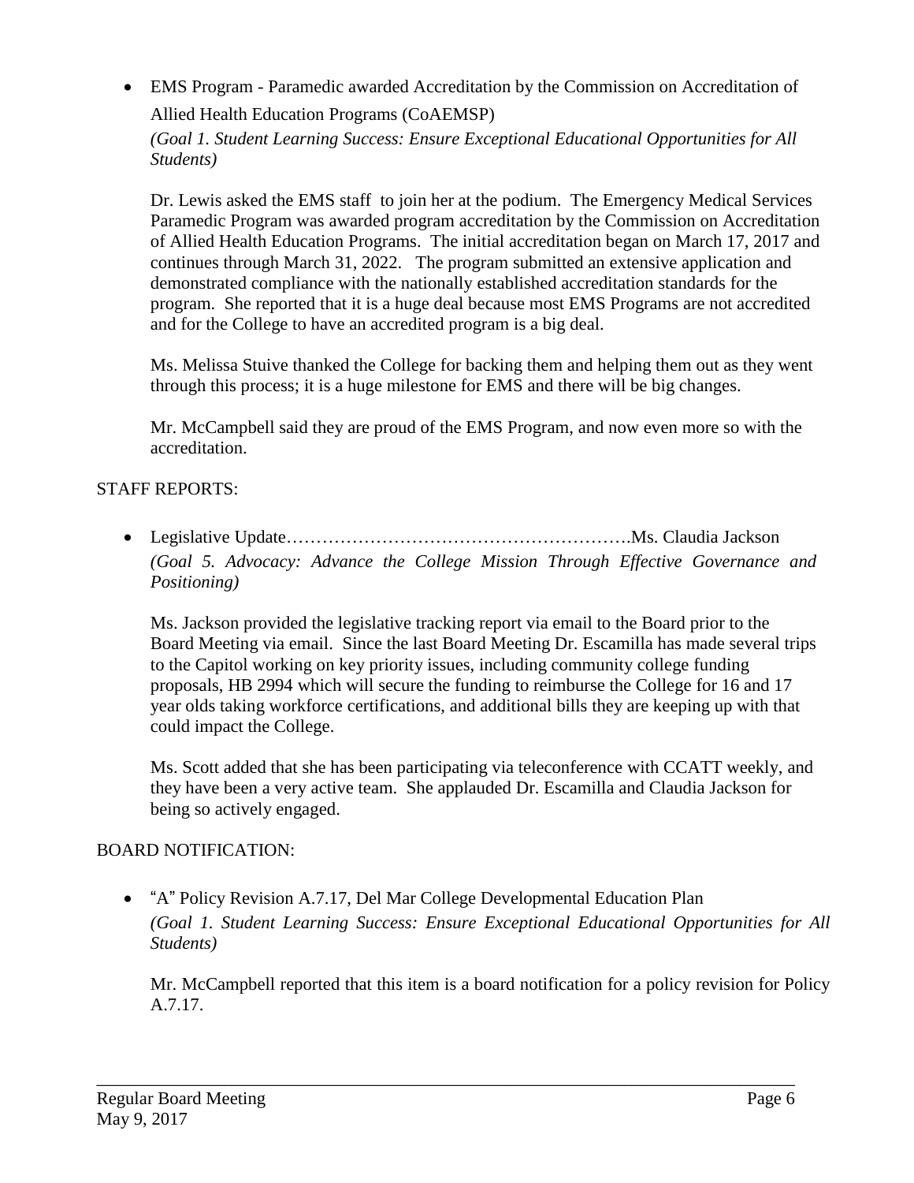- EMS Program - Paramedic awarded Accreditation by the Commission on Accreditation of Allied Health Education Programs (CoAEMSP)
  *(Goal 1. Student Learning Success: Ensure Exceptional Educational Opportunities for All Students)*

  Dr. Lewis asked the EMS staff to join her at the podium. The Emergency Medical Services Paramedic Program was awarded program accreditation by the Commission on Accreditation of Allied Health Education Programs. The initial accreditation began on March 17, 2017 and continues through March 31, 2022. The program submitted an extensive application and demonstrated compliance with the nationally established accreditation standards for the program. She reported that it is a huge deal because most EMS Programs are not accredited and for the College to have an accredited program is a big deal.

  Ms. Melissa Stuive thanked the College for backing them and helping them out as they went through this process; it is a huge milestone for EMS and there will be big changes.

  Mr. McCampbell said they are proud of the EMS Program, and now even more so with the accreditation.

STAFF REPORTS:

- Legislative Update………………………………………………….Ms. Claudia Jackson
  *(Goal 5. Advocacy: Advance the College Mission Through Effective Governance and Positioning)*

  Ms. Jackson provided the legislative tracking report via email to the Board prior to the Board Meeting via email. Since the last Board Meeting Dr. Escamilla has made several trips to the Capitol working on key priority issues, including community college funding proposals, HB 2994 which will secure the funding to reimburse the College for 16 and 17 year olds taking workforce certifications, and additional bills they are keeping up with that could impact the College.

  Ms. Scott added that she has been participating via teleconference with CCATT weekly, and they have been a very active team. She applauded Dr. Escamilla and Claudia Jackson for being so actively engaged.

BOARD NOTIFICATION:

- "A" Policy Revision A.7.17, Del Mar College Developmental Education Plan
  *(Goal 1. Student Learning Success: Ensure Exceptional Educational Opportunities for All Students)*

  Mr. McCampbell reported that this item is a board notification for a policy revision for Policy A.7.17.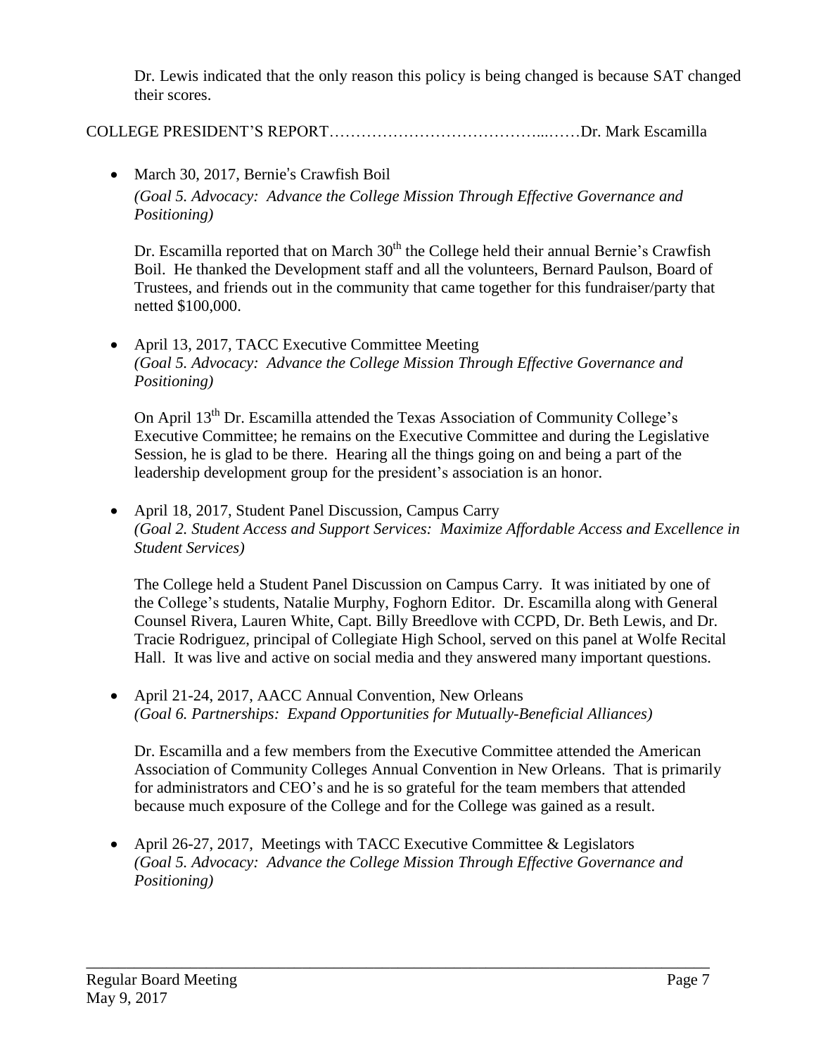Dr. Lewis indicated that the only reason this policy is being changed is because SAT changed their scores.

COLLEGE PRESIDENT'S REPORT…………………………………...……Dr. Mark Escamilla

- March 30, 2017, Bernie's Crawfish Boil
  *(Goal 5. Advocacy: Advance the College Mission Through Effective Governance and Positioning)*

  Dr. Escamilla reported that on March 30th the College held their annual Bernie's Crawfish Boil. He thanked the Development staff and all the volunteers, Bernard Paulson, Board of Trustees, and friends out in the community that came together for this fundraiser/party that netted $100,000.

- April 13, 2017, TACC Executive Committee Meeting
  *(Goal 5. Advocacy: Advance the College Mission Through Effective Governance and Positioning)*

  On April 13th Dr. Escamilla attended the Texas Association of Community College's Executive Committee; he remains on the Executive Committee and during the Legislative Session, he is glad to be there. Hearing all the things going on and being a part of the leadership development group for the president's association is an honor.

- April 18, 2017, Student Panel Discussion, Campus Carry
  *(Goal 2. Student Access and Support Services: Maximize Affordable Access and Excellence in Student Services)*

  The College held a Student Panel Discussion on Campus Carry. It was initiated by one of the College's students, Natalie Murphy, Foghorn Editor. Dr. Escamilla along with General Counsel Rivera, Lauren White, Capt. Billy Breedlove with CCPD, Dr. Beth Lewis, and Dr. Tracie Rodriguez, principal of Collegiate High School, served on this panel at Wolfe Recital Hall. It was live and active on social media and they answered many important questions.

- April 21-24, 2017, AACC Annual Convention, New Orleans
  *(Goal 6. Partnerships: Expand Opportunities for Mutually-Beneficial Alliances)*

  Dr. Escamilla and a few members from the Executive Committee attended the American Association of Community Colleges Annual Convention in New Orleans. That is primarily for administrators and CEO's and he is so grateful for the team members that attended because much exposure of the College and for the College was gained as a result.

- April 26-27, 2017, Meetings with TACC Executive Committee & Legislators
  *(Goal 5. Advocacy: Advance the College Mission Through Effective Governance and Positioning)*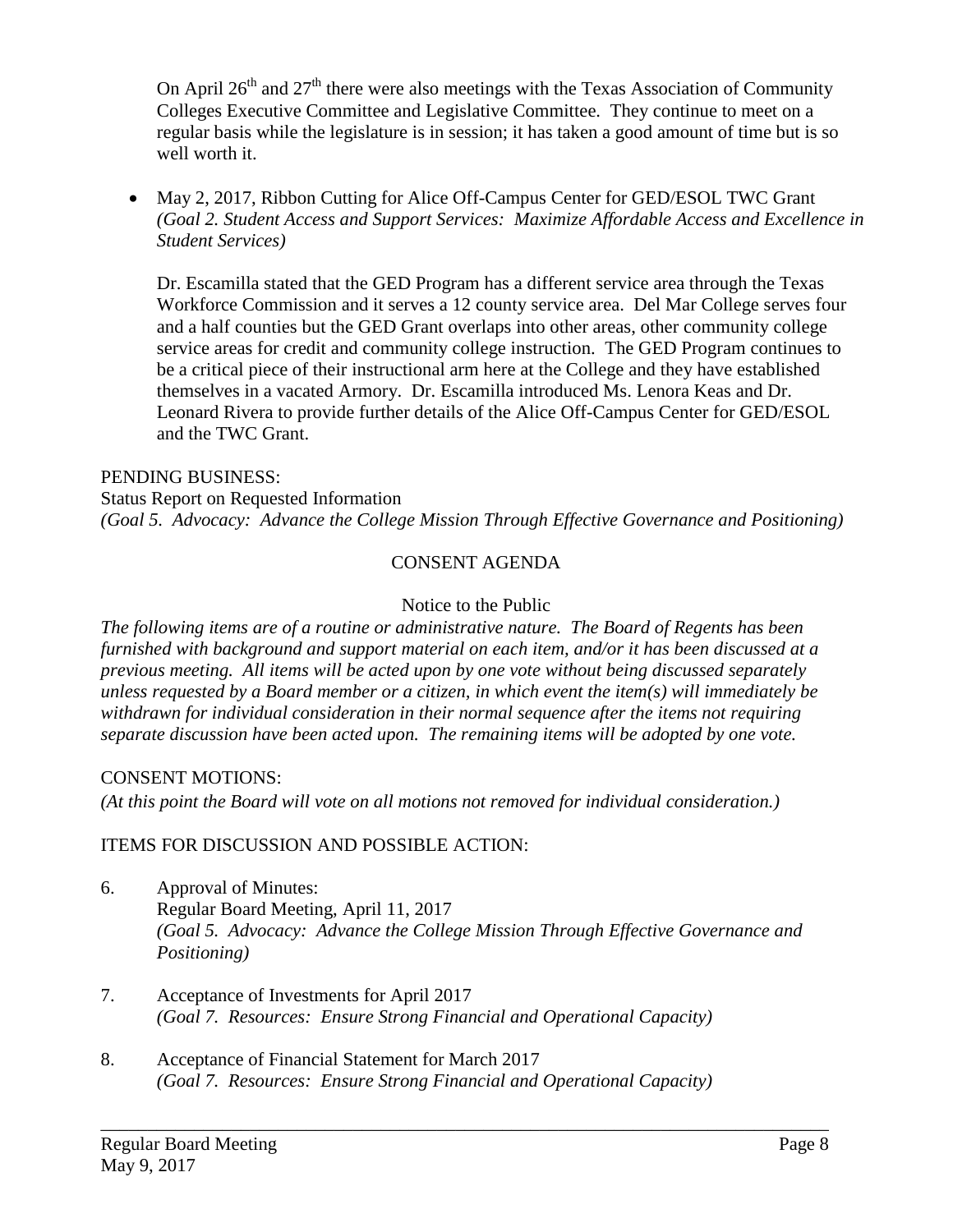On April 26th and 27th there were also meetings with the Texas Association of Community Colleges Executive Committee and Legislative Committee. They continue to meet on a regular basis while the legislature is in session; it has taken a good amount of time but is so well worth it.

- May 2, 2017, Ribbon Cutting for Alice Off-Campus Center for GED/ESOL TWC Grant *(Goal 2. Student Access and Support Services: Maximize Affordable Access and Excellence in Student Services)*

  Dr. Escamilla stated that the GED Program has a different service area through the Texas Workforce Commission and it serves a 12 county service area. Del Mar College serves four and a half counties but the GED Grant overlaps into other areas, other community college service areas for credit and community college instruction. The GED Program continues to be a critical piece of their instructional arm here at the College and they have established themselves in a vacated Armory. Dr. Escamilla introduced Ms. Lenora Keas and Dr. Leonard Rivera to provide further details of the Alice Off-Campus Center for GED/ESOL and the TWC Grant.

PENDING BUSINESS:
Status Report on Requested Information
*(Goal 5. Advocacy: Advance the College Mission Through Effective Governance and Positioning)*

## CONSENT AGENDA

Notice to the Public

*The following items are of a routine or administrative nature. The Board of Regents has been furnished with background and support material on each item, and/or it has been discussed at a previous meeting. All items will be acted upon by one vote without being discussed separately unless requested by a Board member or a citizen, in which event the item(s) will immediately be withdrawn for individual consideration in their normal sequence after the items not requiring separate discussion have been acted upon. The remaining items will be adopted by one vote.*

CONSENT MOTIONS:
*(At this point the Board will vote on all motions not removed for individual consideration.)*

ITEMS FOR DISCUSSION AND POSSIBLE ACTION:

6. Approval of Minutes:
   Regular Board Meeting, April 11, 2017
   *(Goal 5. Advocacy: Advance the College Mission Through Effective Governance and Positioning)*

7. Acceptance of Investments for April 2017
   *(Goal 7. Resources: Ensure Strong Financial and Operational Capacity)*

8. Acceptance of Financial Statement for March 2017
   *(Goal 7. Resources: Ensure Strong Financial and Operational Capacity)*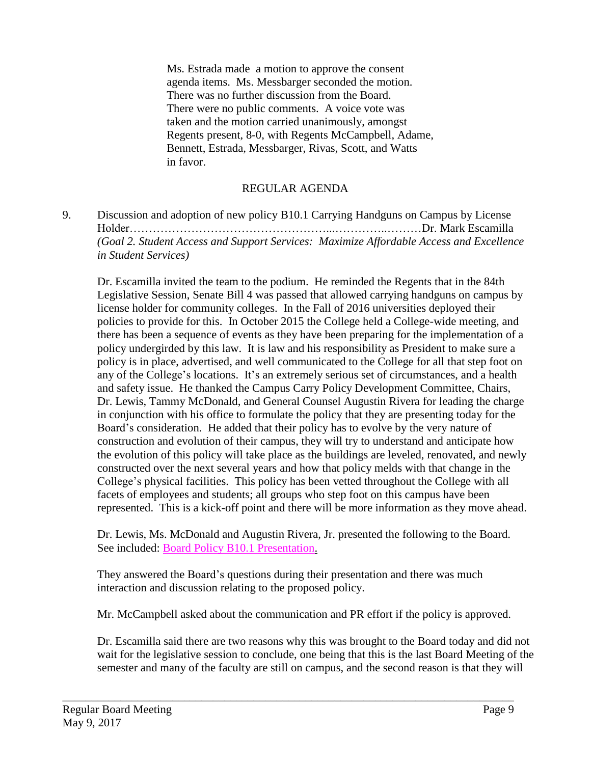Ms. Estrada made a motion to approve the consent agenda items. Ms. Messbarger seconded the motion. There was no further discussion from the Board. There were no public comments. A voice vote was taken and the motion carried unanimously, amongst Regents present, 8-0, with Regents McCampbell, Adame, Bennett, Estrada, Messbarger, Rivas, Scott, and Watts in favor.

## REGULAR AGENDA

9. Discussion and adoption of new policy B10.1 Carrying Handguns on Campus by License Holder……………………………………………...…………..………Dr. Mark Escamilla
*(Goal 2. Student Access and Support Services: Maximize Affordable Access and Excellence in Student Services)*

Dr. Escamilla invited the team to the podium. He reminded the Regents that in the 84th Legislative Session, Senate Bill 4 was passed that allowed carrying handguns on campus by license holder for community colleges. In the Fall of 2016 universities deployed their policies to provide for this. In October 2015 the College held a College-wide meeting, and there has been a sequence of events as they have been preparing for the implementation of a policy undergirded by this law. It is law and his responsibility as President to make sure a policy is in place, advertised, and well communicated to the College for all that step foot on any of the College's locations. It's an extremely serious set of circumstances, and a health and safety issue. He thanked the Campus Carry Policy Development Committee, Chairs, Dr. Lewis, Tammy McDonald, and General Counsel Augustin Rivera for leading the charge in conjunction with his office to formulate the policy that they are presenting today for the Board's consideration. He added that their policy has to evolve by the very nature of construction and evolution of their campus, they will try to understand and anticipate how the evolution of this policy will take place as the buildings are leveled, renovated, and newly constructed over the next several years and how that policy melds with that change in the College's physical facilities. This policy has been vetted throughout the College with all facets of employees and students; all groups who step foot on this campus have been represented. This is a kick-off point and there will be more information as they move ahead.

Dr. Lewis, Ms. McDonald and Augustin Rivera, Jr. presented the following to the Board. See included: Board Policy B10.1 Presentation.

They answered the Board's questions during their presentation and there was much interaction and discussion relating to the proposed policy.

Mr. McCampbell asked about the communication and PR effort if the policy is approved.

Dr. Escamilla said there are two reasons why this was brought to the Board today and did not wait for the legislative session to conclude, one being that this is the last Board Meeting of the semester and many of the faculty are still on campus, and the second reason is that they will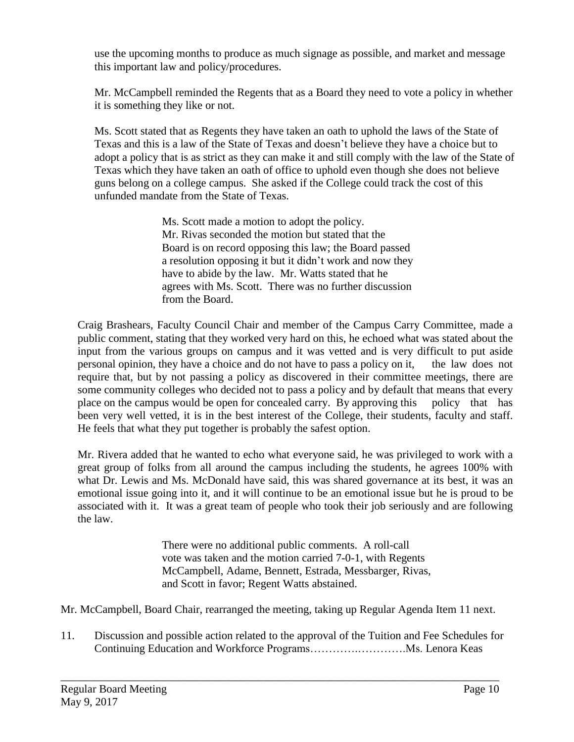use the upcoming months to produce as much signage as possible, and market and message this important law and policy/procedures.

Mr. McCampbell reminded the Regents that as a Board they need to vote a policy in whether it is something they like or not.

Ms. Scott stated that as Regents they have taken an oath to uphold the laws of the State of Texas and this is a law of the State of Texas and doesn't believe they have a choice but to adopt a policy that is as strict as they can make it and still comply with the law of the State of Texas which they have taken an oath of office to uphold even though she does not believe guns belong on a college campus. She asked if the College could track the cost of this unfunded mandate from the State of Texas.

> Ms. Scott made a motion to adopt the policy. Mr. Rivas seconded the motion but stated that the Board is on record opposing this law; the Board passed a resolution opposing it but it didn't work and now they have to abide by the law. Mr. Watts stated that he agrees with Ms. Scott. There was no further discussion from the Board.

Craig Brashears, Faculty Council Chair and member of the Campus Carry Committee, made a public comment, stating that they worked very hard on this, he echoed what was stated about the input from the various groups on campus and it was vetted and is very difficult to put aside personal opinion, they have a choice and do not have to pass a policy on it, the law does not require that, but by not passing a policy as discovered in their committee meetings, there are some community colleges who decided not to pass a policy and by default that means that every place on the campus would be open for concealed carry. By approving this policy that has been very well vetted, it is in the best interest of the College, their students, faculty and staff. He feels that what they put together is probably the safest option.

Mr. Rivera added that he wanted to echo what everyone said, he was privileged to work with a great group of folks from all around the campus including the students, he agrees 100% with what Dr. Lewis and Ms. McDonald have said, this was shared governance at its best, it was an emotional issue going into it, and it will continue to be an emotional issue but he is proud to be associated with it. It was a great team of people who took their job seriously and are following the law.

> There were no additional public comments. A roll-call vote was taken and the motion carried 7-0-1, with Regents McCampbell, Adame, Bennett, Estrada, Messbarger, Rivas, and Scott in favor; Regent Watts abstained.

Mr. McCampbell, Board Chair, rearranged the meeting, taking up Regular Agenda Item 11 next.

11. Discussion and possible action related to the approval of the Tuition and Fee Schedules for Continuing Education and Workforce Programs…………..………….Ms. Lenora Keas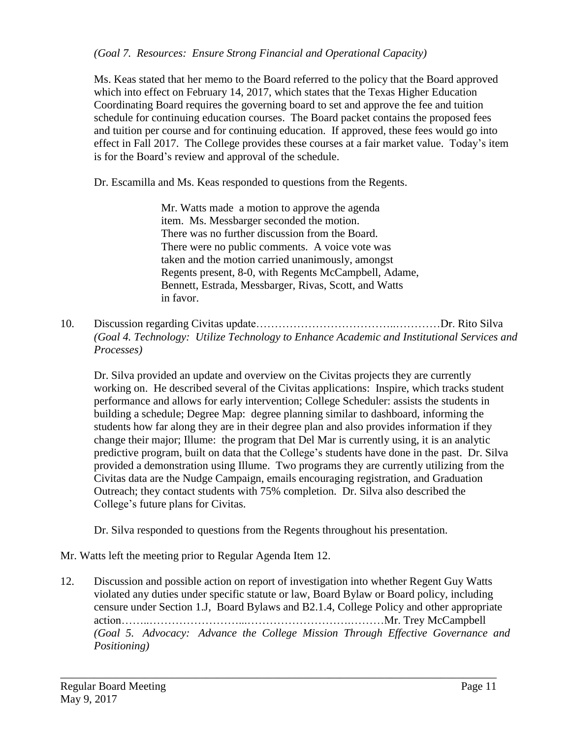*(Goal 7. Resources: Ensure Strong Financial and Operational Capacity)*

Ms. Keas stated that her memo to the Board referred to the policy that the Board approved which into effect on February 14, 2017, which states that the Texas Higher Education Coordinating Board requires the governing board to set and approve the fee and tuition schedule for continuing education courses. The Board packet contains the proposed fees and tuition per course and for continuing education. If approved, these fees would go into effect in Fall 2017. The College provides these courses at a fair market value. Today's item is for the Board's review and approval of the schedule.

Dr. Escamilla and Ms. Keas responded to questions from the Regents.

> Mr. Watts made a motion to approve the agenda item. Ms. Messbarger seconded the motion. There was no further discussion from the Board. There were no public comments. A voice vote was taken and the motion carried unanimously, amongst Regents present, 8-0, with Regents McCampbell, Adame, Bennett, Estrada, Messbarger, Rivas, Scott, and Watts in favor.

10. Discussion regarding Civitas update…………………………………..…………Dr. Rito Silva
*(Goal 4. Technology: Utilize Technology to Enhance Academic and Institutional Services and Processes)*

Dr. Silva provided an update and overview on the Civitas projects they are currently working on. He described several of the Civitas applications: Inspire, which tracks student performance and allows for early intervention; College Scheduler: assists the students in building a schedule; Degree Map: degree planning similar to dashboard, informing the students how far along they are in their degree plan and also provides information if they change their major; Illume: the program that Del Mar is currently using, it is an analytic predictive program, built on data that the College's students have done in the past. Dr. Silva provided a demonstration using Illume. Two programs they are currently utilizing from the Civitas data are the Nudge Campaign, emails encouraging registration, and Graduation Outreach; they contact students with 75% completion. Dr. Silva also described the College's future plans for Civitas.

Dr. Silva responded to questions from the Regents throughout his presentation.

Mr. Watts left the meeting prior to Regular Agenda Item 12.

12. Discussion and possible action on report of investigation into whether Regent Guy Watts violated any duties under specific statute or law, Board Bylaw or Board policy, including censure under Section 1.J, Board Bylaws and B2.1.4, College Policy and other appropriate action……..……………………...……………………….………Mr. Trey McCampbell
*(Goal 5. Advocacy: Advance the College Mission Through Effective Governance and Positioning)*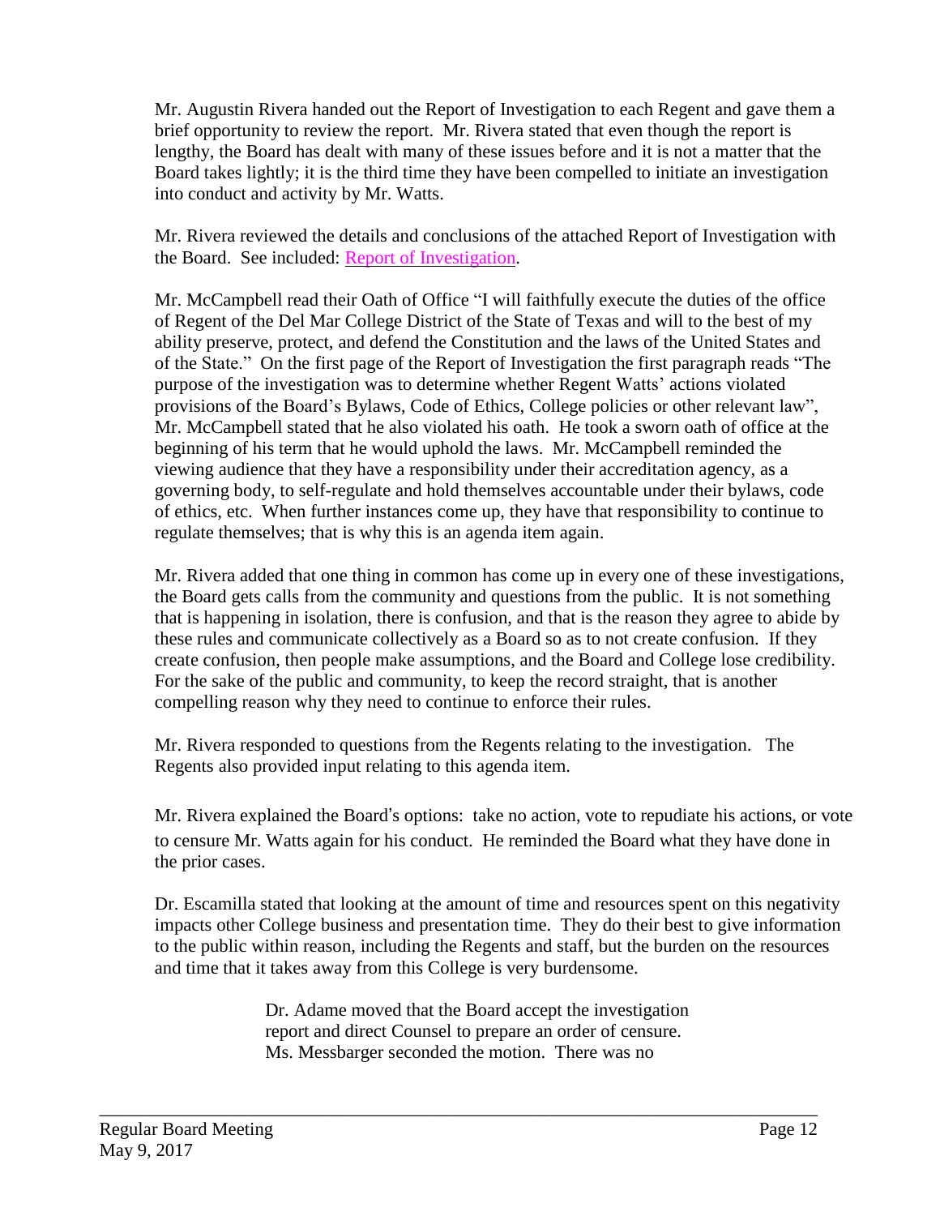Mr. Augustin Rivera handed out the Report of Investigation to each Regent and gave them a brief opportunity to review the report. Mr. Rivera stated that even though the report is lengthy, the Board has dealt with many of these issues before and it is not a matter that the Board takes lightly; it is the third time they have been compelled to initiate an investigation into conduct and activity by Mr. Watts.

Mr. Rivera reviewed the details and conclusions of the attached Report of Investigation with the Board. See included: Report of Investigation.

Mr. McCampbell read their Oath of Office "I will faithfully execute the duties of the office of Regent of the Del Mar College District of the State of Texas and will to the best of my ability preserve, protect, and defend the Constitution and the laws of the United States and of the State." On the first page of the Report of Investigation the first paragraph reads "The purpose of the investigation was to determine whether Regent Watts' actions violated provisions of the Board's Bylaws, Code of Ethics, College policies or other relevant law", Mr. McCampbell stated that he also violated his oath. He took a sworn oath of office at the beginning of his term that he would uphold the laws. Mr. McCampbell reminded the viewing audience that they have a responsibility under their accreditation agency, as a governing body, to self-regulate and hold themselves accountable under their bylaws, code of ethics, etc. When further instances come up, they have that responsibility to continue to regulate themselves; that is why this is an agenda item again.

Mr. Rivera added that one thing in common has come up in every one of these investigations, the Board gets calls from the community and questions from the public. It is not something that is happening in isolation, there is confusion, and that is the reason they agree to abide by these rules and communicate collectively as a Board so as to not create confusion. If they create confusion, then people make assumptions, and the Board and College lose credibility. For the sake of the public and community, to keep the record straight, that is another compelling reason why they need to continue to enforce their rules.

Mr. Rivera responded to questions from the Regents relating to the investigation. The Regents also provided input relating to this agenda item.

Mr. Rivera explained the Board's options: take no action, vote to repudiate his actions, or vote to censure Mr. Watts again for his conduct. He reminded the Board what they have done in the prior cases.

Dr. Escamilla stated that looking at the amount of time and resources spent on this negativity impacts other College business and presentation time. They do their best to give information to the public within reason, including the Regents and staff, but the burden on the resources and time that it takes away from this College is very burdensome.

> Dr. Adame moved that the Board accept the investigation report and direct Counsel to prepare an order of censure. Ms. Messbarger seconded the motion. There was no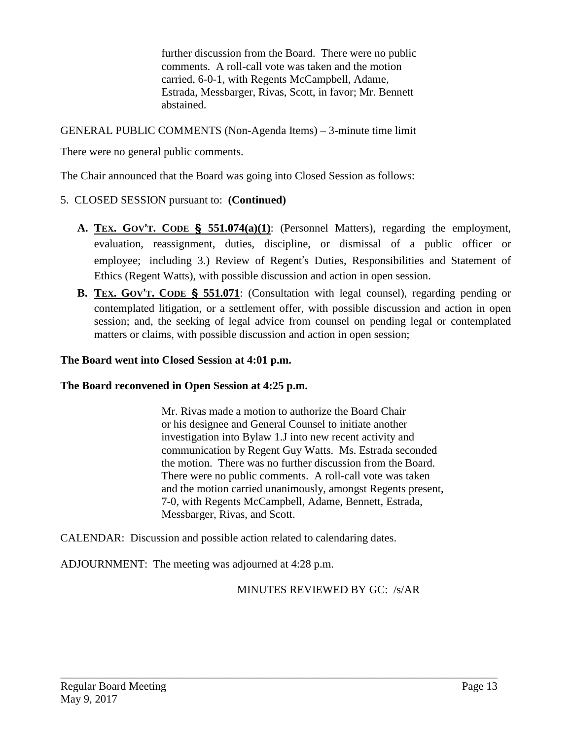further discussion from the Board. There were no public comments. A roll-call vote was taken and the motion carried, 6-0-1, with Regents McCampbell, Adame, Estrada, Messbarger, Rivas, Scott, in favor; Mr. Bennett abstained.

GENERAL PUBLIC COMMENTS (Non-Agenda Items) – 3-minute time limit

There were no general public comments.

The Chair announced that the Board was going into Closed Session as follows:

5. CLOSED SESSION pursuant to: **(Continued)**

**A.** **TEX. GOV'T. CODE § 551.074(a)(1)**: (Personnel Matters), regarding the employment, evaluation, reassignment, duties, discipline, or dismissal of a public officer or employee; including 3.) Review of Regent's Duties, Responsibilities and Statement of Ethics (Regent Watts), with possible discussion and action in open session.

**B.** **TEX. GOV'T. CODE § 551.071**: (Consultation with legal counsel), regarding pending or contemplated litigation, or a settlement offer, with possible discussion and action in open session; and, the seeking of legal advice from counsel on pending legal or contemplated matters or claims, with possible discussion and action in open session;

**The Board went into Closed Session at 4:01 p.m.**

**The Board reconvened in Open Session at 4:25 p.m.**

Mr. Rivas made a motion to authorize the Board Chair or his designee and General Counsel to initiate another investigation into Bylaw 1.J into new recent activity and communication by Regent Guy Watts. Ms. Estrada seconded the motion. There was no further discussion from the Board. There were no public comments. A roll-call vote was taken and the motion carried unanimously, amongst Regents present, 7-0, with Regents McCampbell, Adame, Bennett, Estrada, Messbarger, Rivas, and Scott.

CALENDAR: Discussion and possible action related to calendaring dates.

ADJOURNMENT: The meeting was adjourned at 4:28 p.m.

MINUTES REVIEWED BY GC: /s/AR